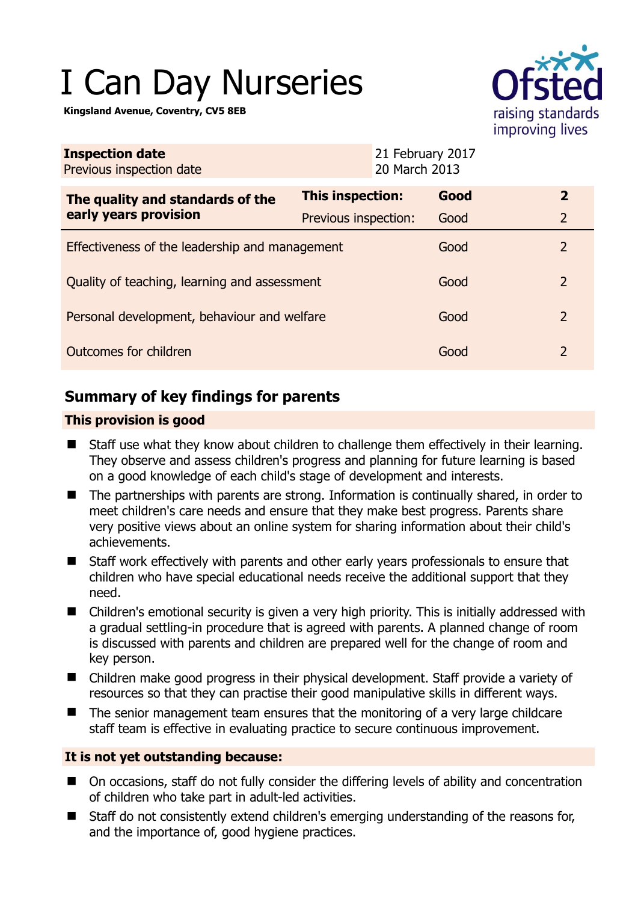# I Can Day Nurseries

**Kingsland Avenue, Coventry, CV5 8EB**

| **Inspection date** | 21 February 2017 |
|---|---|
| Previous inspection date | 20 March 2013 |

| **The quality and standards of the early years provision** | **This inspection:** | **Good** | **2** |
|---|---|---|---|
| | Previous inspection: | Good | 2 |
| Effectiveness of the leadership and management | | Good | 2 |
| Quality of teaching, learning and assessment | | Good | 2 |
| Personal development, behaviour and welfare | | Good | 2 |
| Outcomes for children | | Good | 2 |

## Summary of key findings for parents

### This provision is good

- Staff use what they know about children to challenge them effectively in their learning. They observe and assess children's progress and planning for future learning is based on a good knowledge of each child's stage of development and interests.
- The partnerships with parents are strong. Information is continually shared, in order to meet children's care needs and ensure that they make best progress. Parents share very positive views about an online system for sharing information about their child's achievements.
- Staff work effectively with parents and other early years professionals to ensure that children who have special educational needs receive the additional support that they need.
- Children's emotional security is given a very high priority. This is initially addressed with a gradual settling-in procedure that is agreed with parents. A planned change of room is discussed with parents and children are prepared well for the change of room and key person.
- Children make good progress in their physical development. Staff provide a variety of resources so that they can practise their good manipulative skills in different ways.
- The senior management team ensures that the monitoring of a very large childcare staff team is effective in evaluating practice to secure continuous improvement.

### It is not yet outstanding because:

- On occasions, staff do not fully consider the differing levels of ability and concentration of children who take part in adult-led activities.
- Staff do not consistently extend children's emerging understanding of the reasons for, and the importance of, good hygiene practices.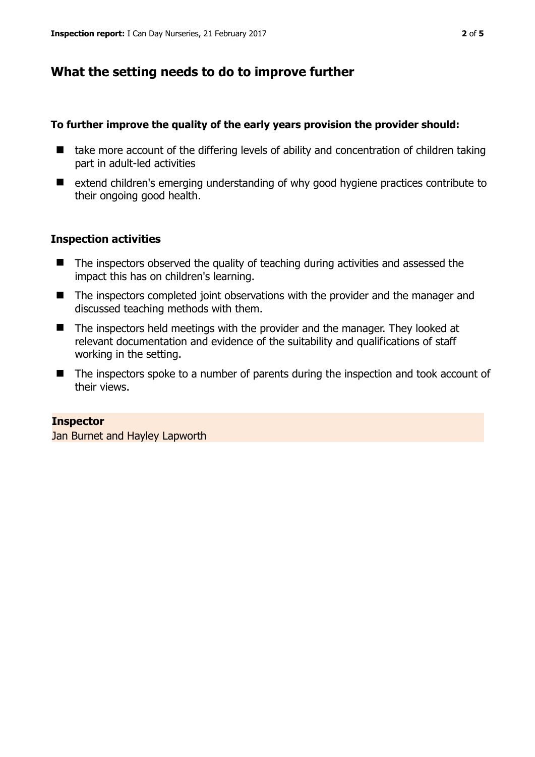## What the setting needs to do to improve further

**To further improve the quality of the early years provision the provider should:**

- take more account of the differing levels of ability and concentration of children taking part in adult-led activities
- extend children's emerging understanding of why good hygiene practices contribute to their ongoing good health.

### Inspection activities

- The inspectors observed the quality of teaching during activities and assessed the impact this has on children's learning.
- The inspectors completed joint observations with the provider and the manager and discussed teaching methods with them.
- The inspectors held meetings with the provider and the manager. They looked at relevant documentation and evidence of the suitability and qualifications of staff working in the setting.
- The inspectors spoke to a number of parents during the inspection and took account of their views.

**Inspector**

Jan Burnet and Hayley Lapworth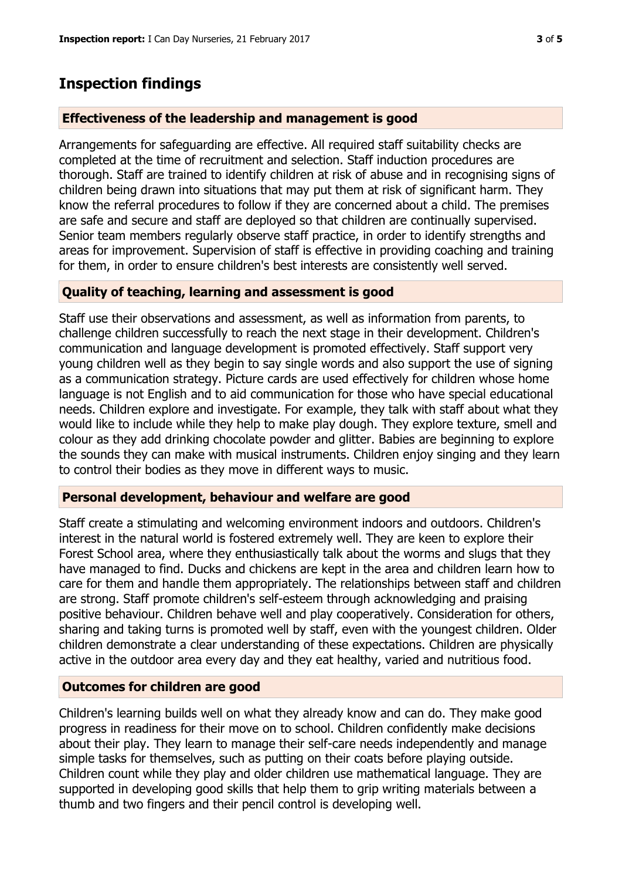## Inspection findings

### Effectiveness of the leadership and management is good

Arrangements for safeguarding are effective. All required staff suitability checks are completed at the time of recruitment and selection. Staff induction procedures are thorough. Staff are trained to identify children at risk of abuse and in recognising signs of children being drawn into situations that may put them at risk of significant harm. They know the referral procedures to follow if they are concerned about a child. The premises are safe and secure and staff are deployed so that children are continually supervised. Senior team members regularly observe staff practice, in order to identify strengths and areas for improvement. Supervision of staff is effective in providing coaching and training for them, in order to ensure children's best interests are consistently well served.

### Quality of teaching, learning and assessment is good

Staff use their observations and assessment, as well as information from parents, to challenge children successfully to reach the next stage in their development. Children's communication and language development is promoted effectively. Staff support very young children well as they begin to say single words and also support the use of signing as a communication strategy. Picture cards are used effectively for children whose home language is not English and to aid communication for those who have special educational needs. Children explore and investigate. For example, they talk with staff about what they would like to include while they help to make play dough. They explore texture, smell and colour as they add drinking chocolate powder and glitter. Babies are beginning to explore the sounds they can make with musical instruments. Children enjoy singing and they learn to control their bodies as they move in different ways to music.

### Personal development, behaviour and welfare are good

Staff create a stimulating and welcoming environment indoors and outdoors. Children's interest in the natural world is fostered extremely well. They are keen to explore their Forest School area, where they enthusiastically talk about the worms and slugs that they have managed to find. Ducks and chickens are kept in the area and children learn how to care for them and handle them appropriately. The relationships between staff and children are strong. Staff promote children's self-esteem through acknowledging and praising positive behaviour. Children behave well and play cooperatively. Consideration for others, sharing and taking turns is promoted well by staff, even with the youngest children. Older children demonstrate a clear understanding of these expectations. Children are physically active in the outdoor area every day and they eat healthy, varied and nutritious food.

### Outcomes for children are good

Children's learning builds well on what they already know and can do. They make good progress in readiness for their move on to school. Children confidently make decisions about their play. They learn to manage their self-care needs independently and manage simple tasks for themselves, such as putting on their coats before playing outside. Children count while they play and older children use mathematical language. They are supported in developing good skills that help them to grip writing materials between a thumb and two fingers and their pencil control is developing well.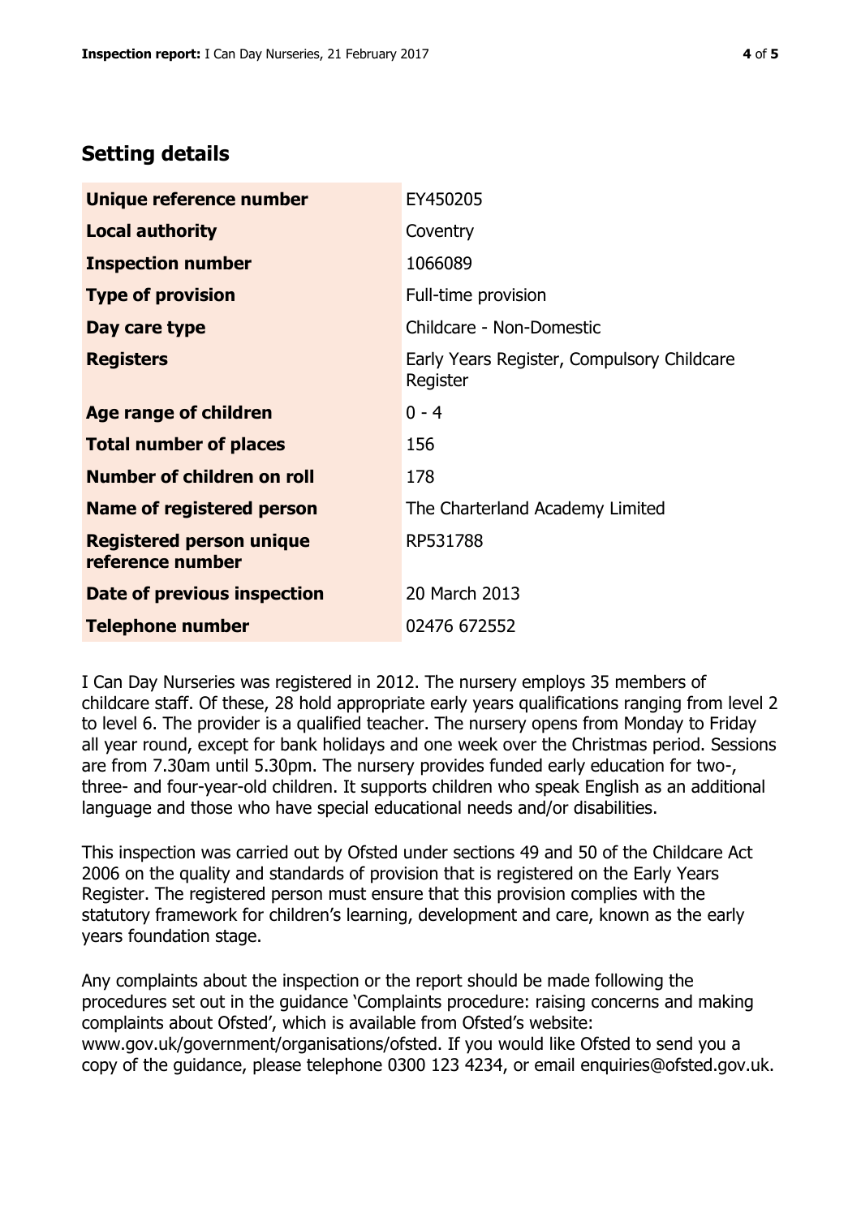## Setting details

| | |
|---|---|
| **Unique reference number** | EY450205 |
| **Local authority** | Coventry |
| **Inspection number** | 1066089 |
| **Type of provision** | Full-time provision |
| **Day care type** | Childcare - Non-Domestic |
| **Registers** | Early Years Register, Compulsory Childcare Register |
| **Age range of children** | 0 - 4 |
| **Total number of places** | 156 |
| **Number of children on roll** | 178 |
| **Name of registered person** | The Charterland Academy Limited |
| **Registered person unique reference number** | RP531788 |
| **Date of previous inspection** | 20 March 2013 |
| **Telephone number** | 02476 672552 |

I Can Day Nurseries was registered in 2012. The nursery employs 35 members of childcare staff. Of these, 28 hold appropriate early years qualifications ranging from level 2 to level 6. The provider is a qualified teacher. The nursery opens from Monday to Friday all year round, except for bank holidays and one week over the Christmas period. Sessions are from 7.30am until 5.30pm. The nursery provides funded early education for two-, three- and four-year-old children. It supports children who speak English as an additional language and those who have special educational needs and/or disabilities.

This inspection was carried out by Ofsted under sections 49 and 50 of the Childcare Act 2006 on the quality and standards of provision that is registered on the Early Years Register. The registered person must ensure that this provision complies with the statutory framework for children's learning, development and care, known as the early years foundation stage.

Any complaints about the inspection or the report should be made following the procedures set out in the guidance 'Complaints procedure: raising concerns and making complaints about Ofsted', which is available from Ofsted's website: www.gov.uk/government/organisations/ofsted. If you would like Ofsted to send you a copy of the guidance, please telephone 0300 123 4234, or email enquiries@ofsted.gov.uk.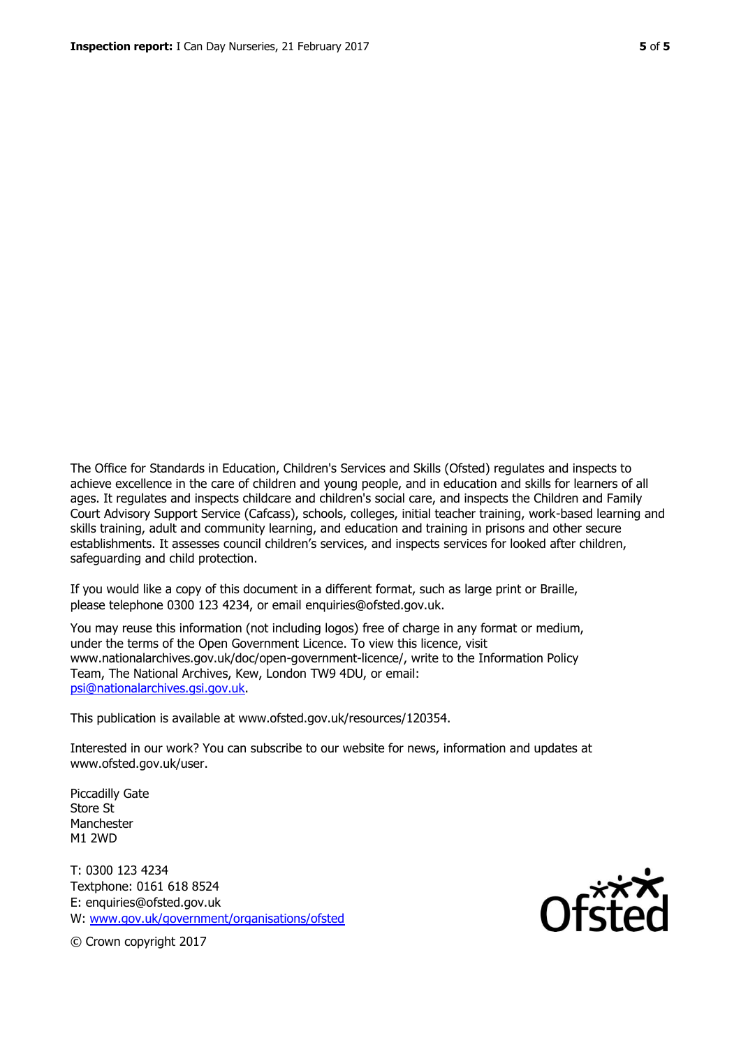The Office for Standards in Education, Children's Services and Skills (Ofsted) regulates and inspects to achieve excellence in the care of children and young people, and in education and skills for learners of all ages. It regulates and inspects childcare and children's social care, and inspects the Children and Family Court Advisory Support Service (Cafcass), schools, colleges, initial teacher training, work-based learning and skills training, adult and community learning, and education and training in prisons and other secure establishments. It assesses council children's services, and inspects services for looked after children, safeguarding and child protection.

If you would like a copy of this document in a different format, such as large print or Braille, please telephone 0300 123 4234, or email enquiries@ofsted.gov.uk.

You may reuse this information (not including logos) free of charge in any format or medium, under the terms of the Open Government Licence. To view this licence, visit www.nationalarchives.gov.uk/doc/open-government-licence/, write to the Information Policy Team, The National Archives, Kew, London TW9 4DU, or email: psi@nationalarchives.gsi.gov.uk.

This publication is available at www.ofsted.gov.uk/resources/120354.

Interested in our work? You can subscribe to our website for news, information and updates at www.ofsted.gov.uk/user.

Piccadilly Gate
Store St
Manchester
M1 2WD

T: 0300 123 4234
Textphone: 0161 618 8524
E: enquiries@ofsted.gov.uk
W: www.gov.uk/government/organisations/ofsted

© Crown copyright 2017